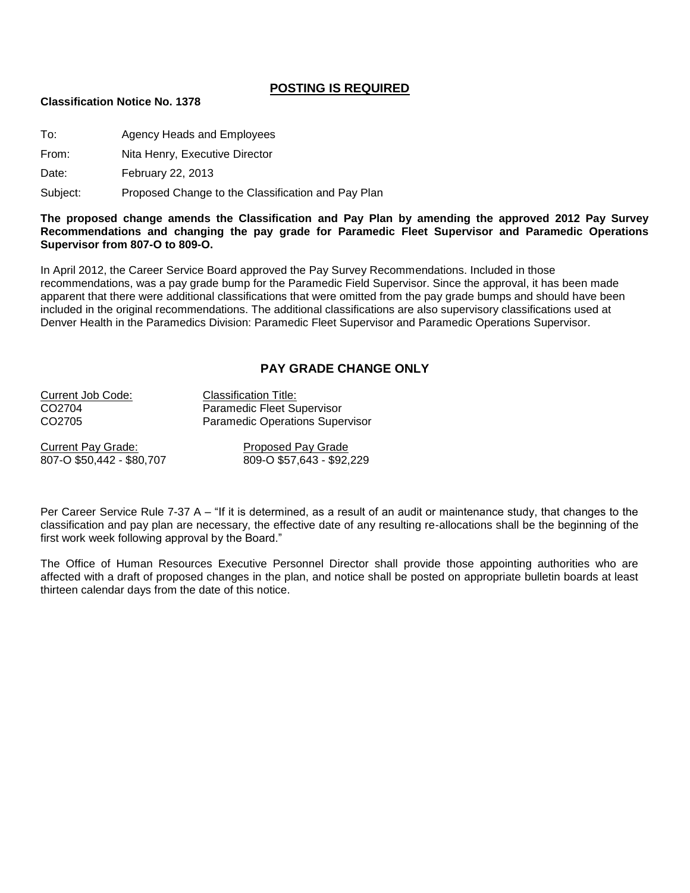## POSTING IS REQUIRED

**Classification Notice No. 1378**

To: Agency Heads and Employees

From: Nita Henry, Executive Director

Date: February 22, 2013

Subject: Proposed Change to the Classification and Pay Plan

**The proposed change amends the Classification and Pay Plan by amending the approved 2012 Pay Survey Recommendations and changing the pay grade for Paramedic Fleet Supervisor and Paramedic Operations Supervisor from 807-O to 809-O.**

In April 2012, the Career Service Board approved the Pay Survey Recommendations. Included in those recommendations, was a pay grade bump for the Paramedic Field Supervisor. Since the approval, it has been made apparent that there were additional classifications that were omitted from the pay grade bumps and should have been included in the original recommendations. The additional classifications are also supervisory classifications used at Denver Health in the Paramedics Division: Paramedic Fleet Supervisor and Paramedic Operations Supervisor.

## PAY GRADE CHANGE ONLY

| Current Job Code: | Classification Title: |
|---|---|
| CO2704 | Paramedic Fleet Supervisor |
| CO2705 | Paramedic Operations Supervisor |

| Current Pay Grade: | Proposed Pay Grade |
|---|---|
| 807-O $50,442 - $80,707 | 809-O $57,643 - $92,229 |

Per Career Service Rule 7-37 A – "If it is determined, as a result of an audit or maintenance study, that changes to the classification and pay plan are necessary, the effective date of any resulting re-allocations shall be the beginning of the first work week following approval by the Board."

The Office of Human Resources Executive Personnel Director shall provide those appointing authorities who are affected with a draft of proposed changes in the plan, and notice shall be posted on appropriate bulletin boards at least thirteen calendar days from the date of this notice.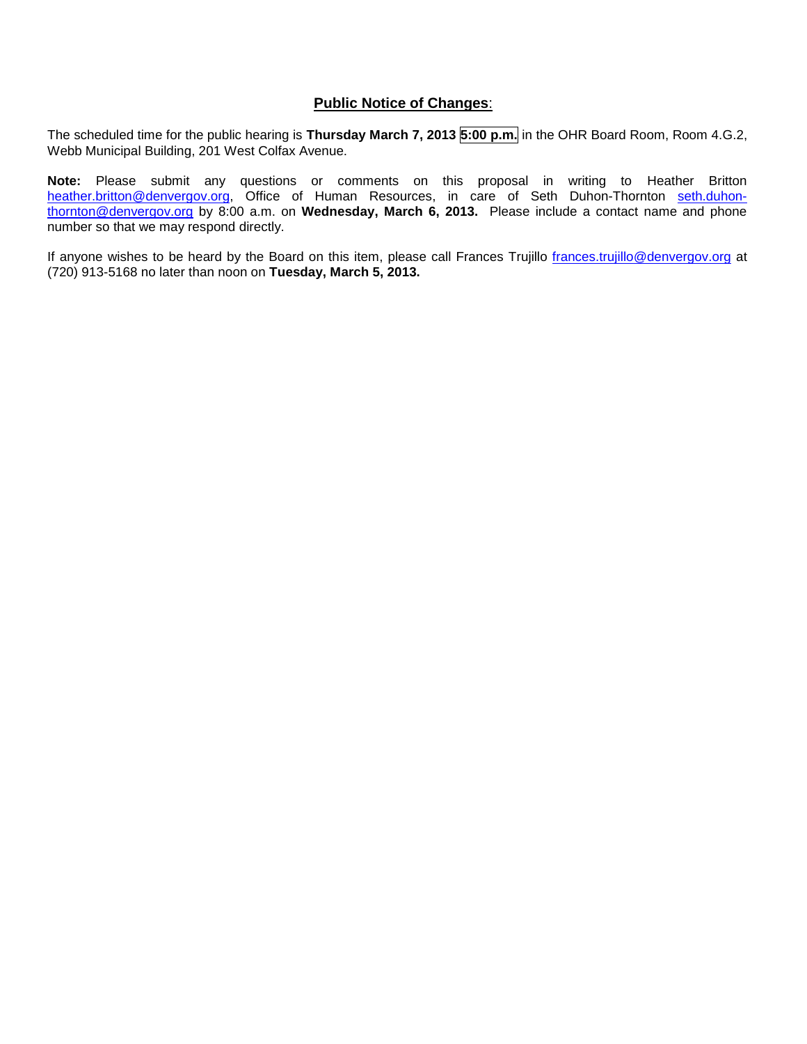## **Public Notice of Changes**:

The scheduled time for the public hearing is **Thursday March 7, 2013 5:00 p.m.** in the OHR Board Room, Room 4.G.2, Webb Municipal Building, 201 West Colfax Avenue.

**Note:** Please submit any questions or comments on this proposal in writing to Heather Britton heather.britton@denvergov.org, Office of Human Resources, in care of Seth Duhon-Thornton seth.duhon-thornton@denvergov.org by 8:00 a.m. on **Wednesday, March 6, 2013.** Please include a contact name and phone number so that we may respond directly.

If anyone wishes to be heard by the Board on this item, please call Frances Trujillo frances.trujillo@denvergov.org at (720) 913-5168 no later than noon on **Tuesday, March 5, 2013.**